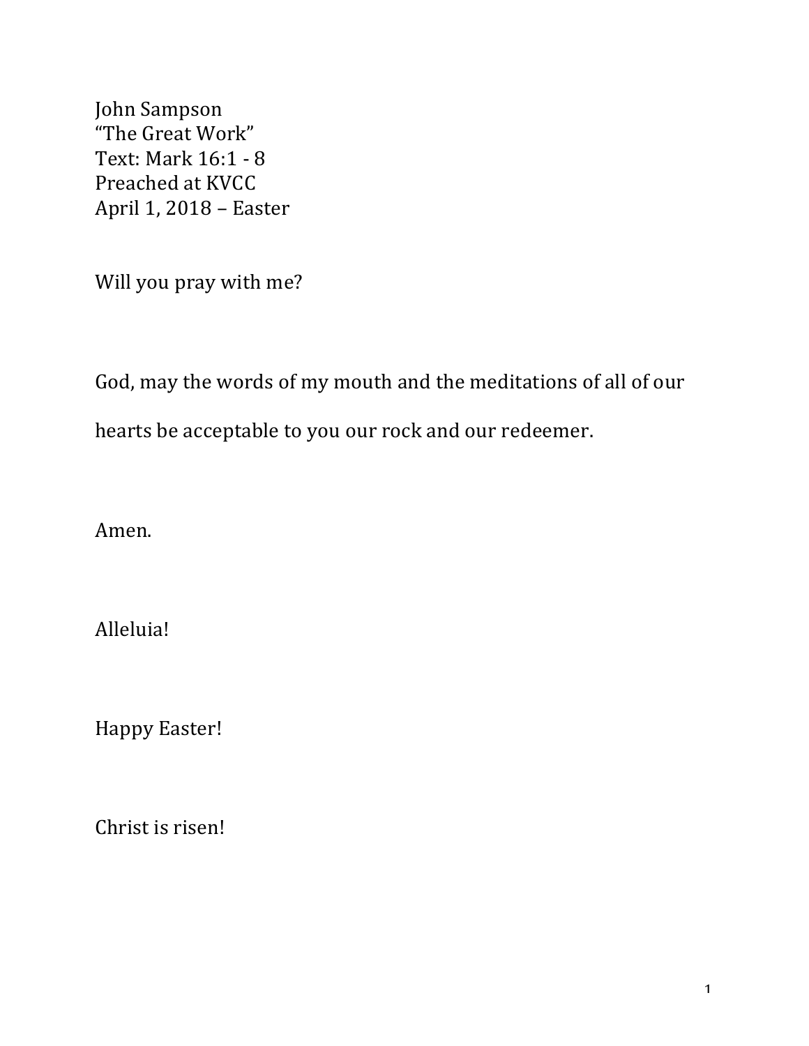John Sampson
"The Great Work"
Text: Mark 16:1 - 8
Preached at KVCC
April 1, 2018 – Easter

Will you pray with me?

God, may the words of my mouth and the meditations of all of our hearts be acceptable to you our rock and our redeemer.

Amen.

Alleluia!

Happy Easter!

Christ is risen!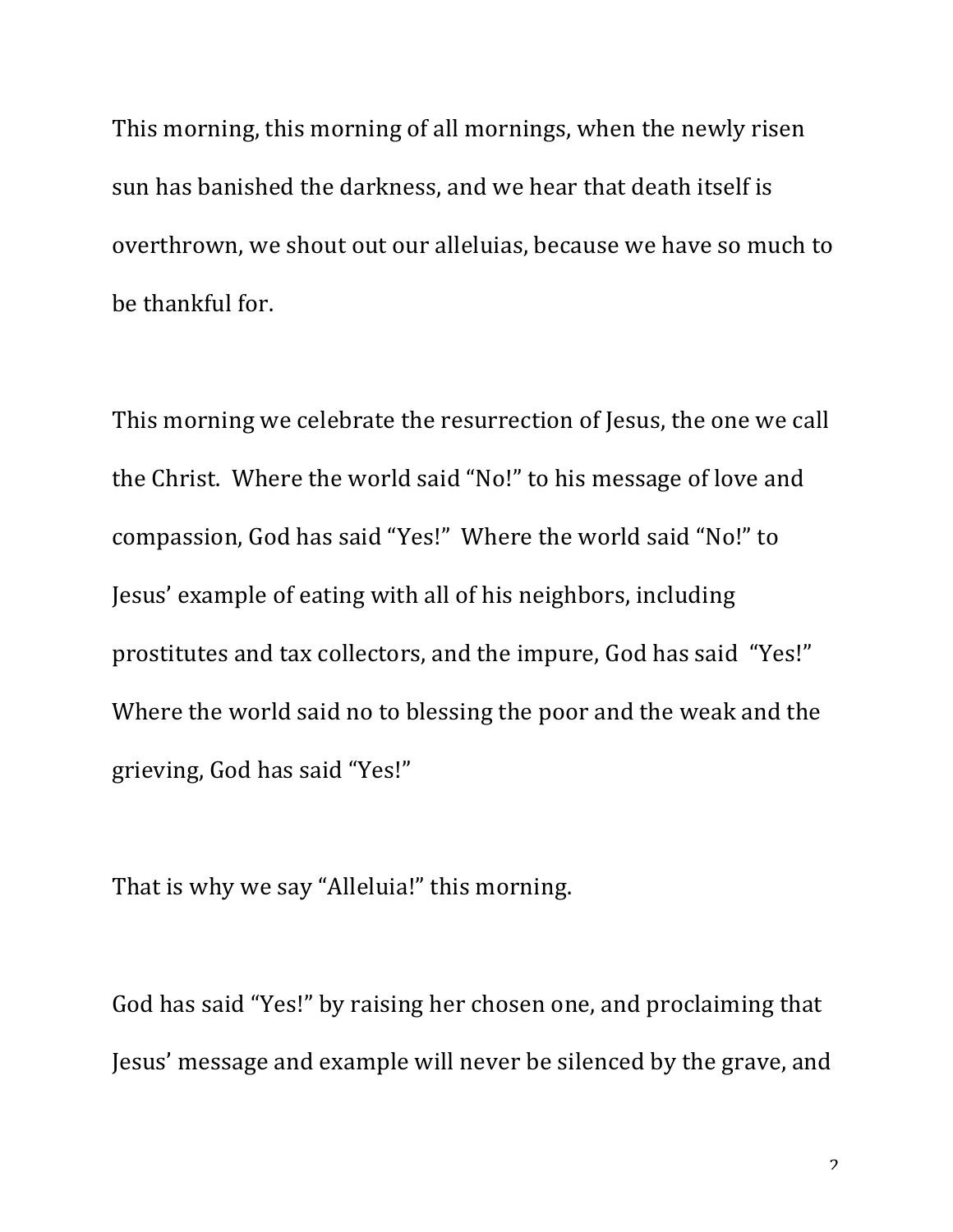This morning, this morning of all mornings, when the newly risen sun has banished the darkness, and we hear that death itself is overthrown, we shout out our alleluias, because we have so much to be thankful for.

This morning we celebrate the resurrection of Jesus, the one we call the Christ. Where the world said "No!" to his message of love and compassion, God has said "Yes!" Where the world said "No!" to Jesus' example of eating with all of his neighbors, including prostitutes and tax collectors, and the impure, God has said "Yes!" Where the world said no to blessing the poor and the weak and the grieving, God has said "Yes!"

That is why we say "Alleluia!" this morning.

God has said "Yes!" by raising her chosen one, and proclaiming that Jesus' message and example will never be silenced by the grave, and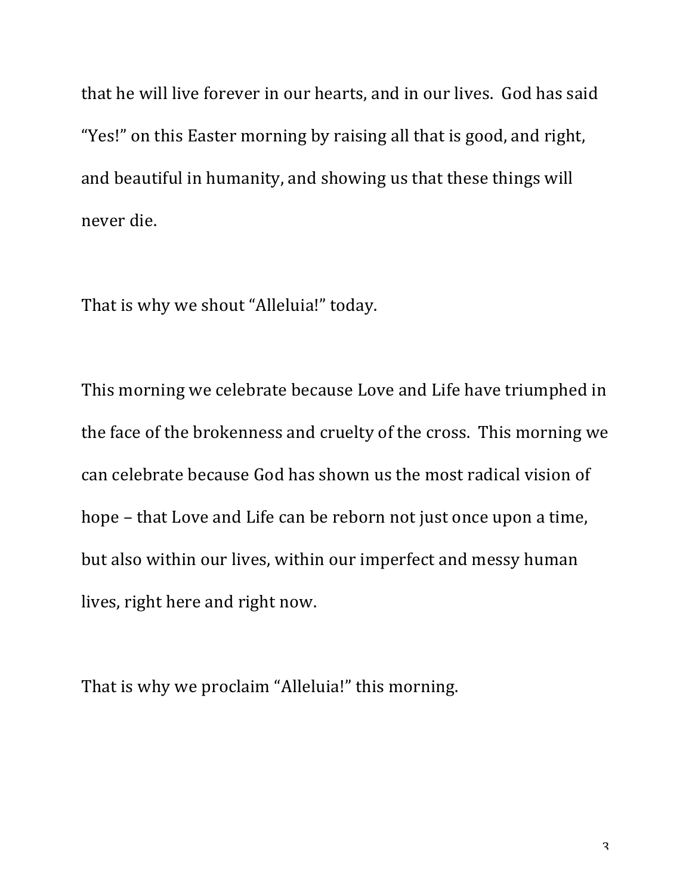that he will live forever in our hearts, and in our lives. God has said "Yes!" on this Easter morning by raising all that is good, and right, and beautiful in humanity, and showing us that these things will never die.

That is why we shout "Alleluia!" today.

This morning we celebrate because Love and Life have triumphed in the face of the brokenness and cruelty of the cross. This morning we can celebrate because God has shown us the most radical vision of hope – that Love and Life can be reborn not just once upon a time, but also within our lives, within our imperfect and messy human lives, right here and right now.

That is why we proclaim "Alleluia!" this morning.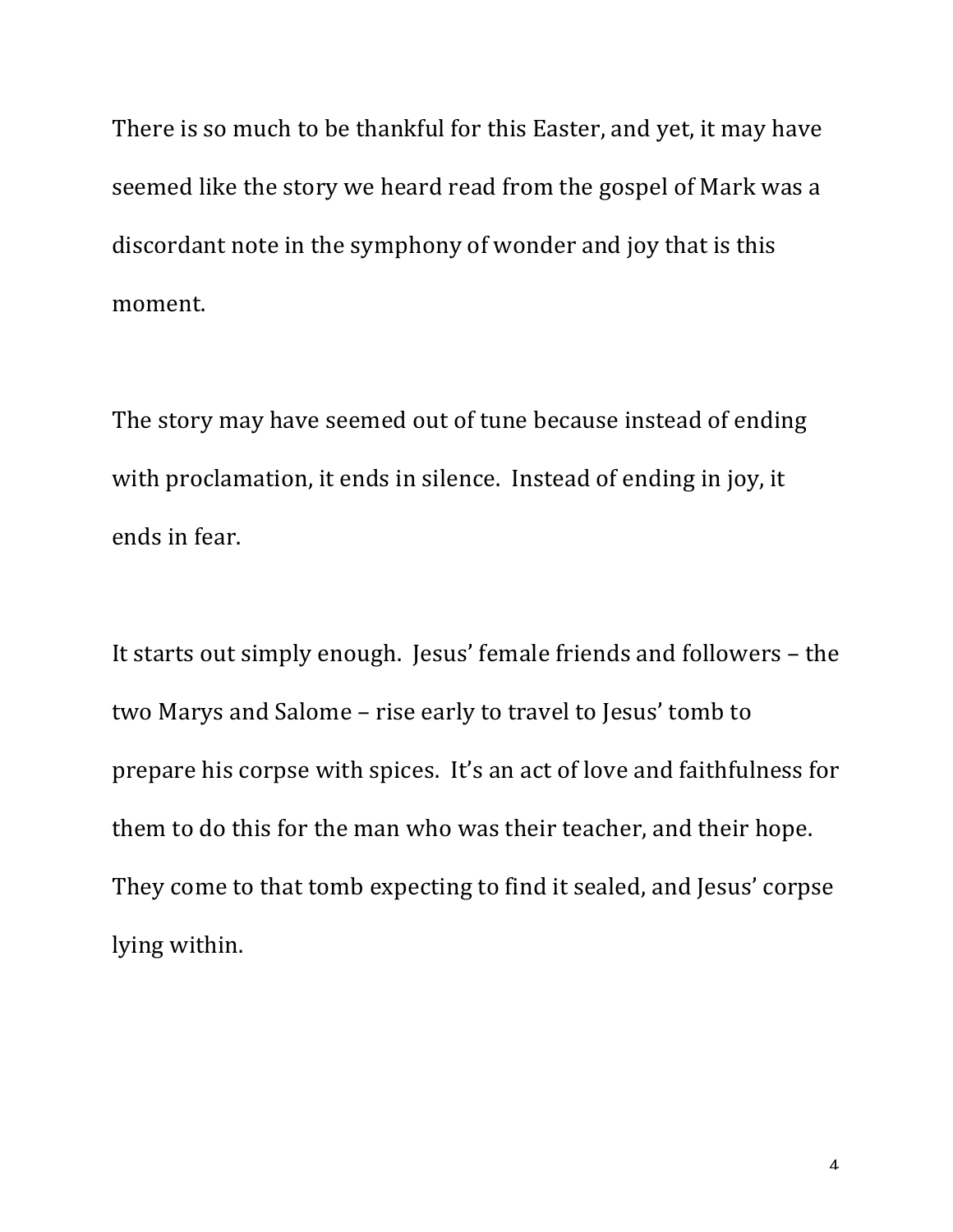There is so much to be thankful for this Easter, and yet, it may have seemed like the story we heard read from the gospel of Mark was a discordant note in the symphony of wonder and joy that is this moment.

The story may have seemed out of tune because instead of ending with proclamation, it ends in silence. Instead of ending in joy, it ends in fear.

It starts out simply enough. Jesus' female friends and followers – the two Marys and Salome – rise early to travel to Jesus' tomb to prepare his corpse with spices. It's an act of love and faithfulness for them to do this for the man who was their teacher, and their hope. They come to that tomb expecting to find it sealed, and Jesus' corpse lying within.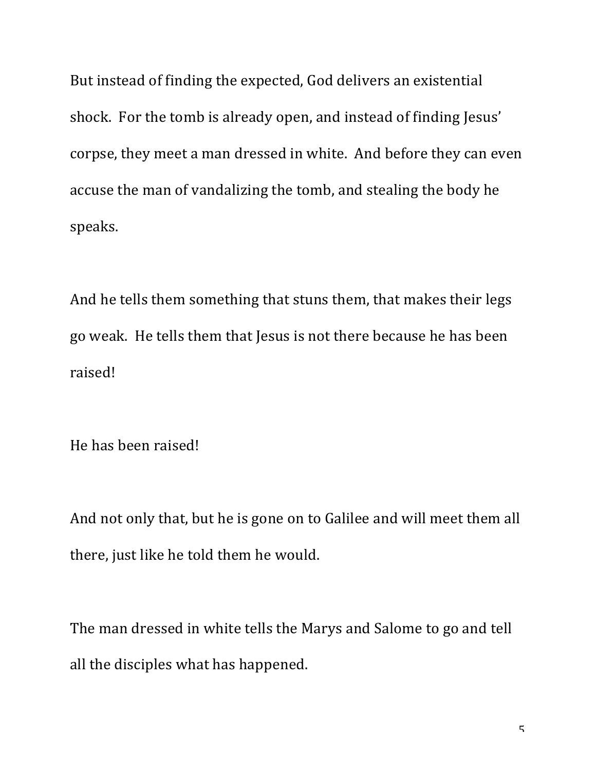But instead of finding the expected, God delivers an existential shock.  For the tomb is already open, and instead of finding Jesus' corpse, they meet a man dressed in white.  And before they can even accuse the man of vandalizing the tomb, and stealing the body he speaks.

And he tells them something that stuns them, that makes their legs go weak.  He tells them that Jesus is not there because he has been raised!

He has been raised!

And not only that, but he is gone on to Galilee and will meet them all there, just like he told them he would.

The man dressed in white tells the Marys and Salome to go and tell all the disciples what has happened.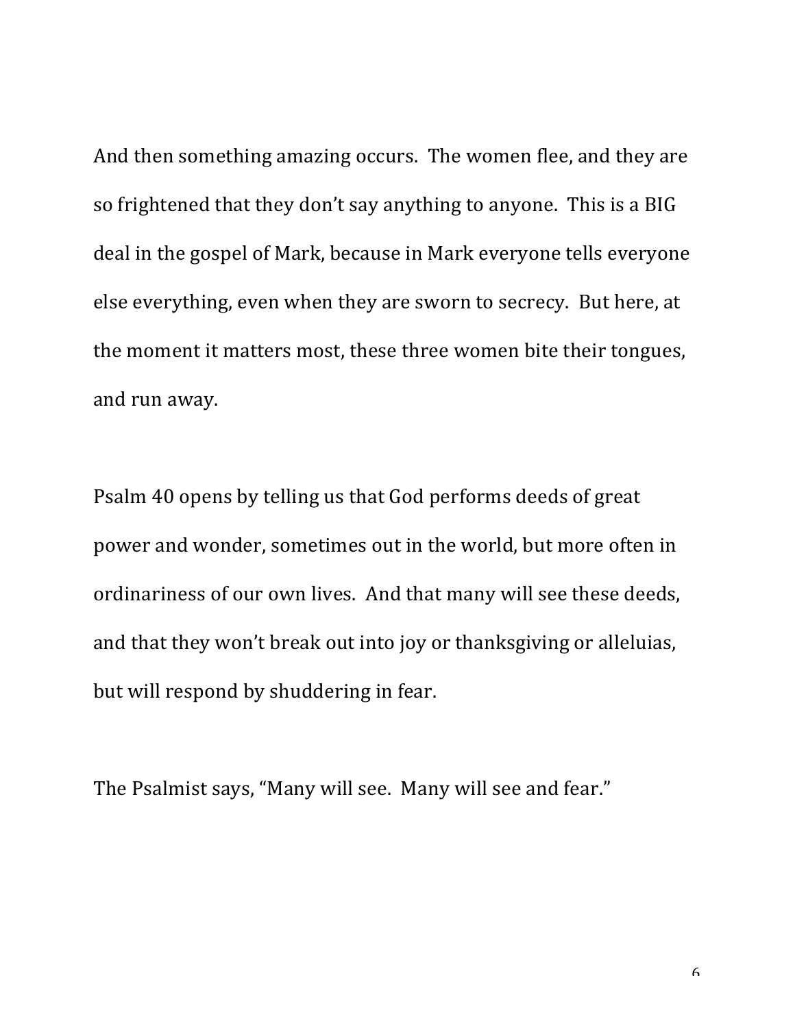And then something amazing occurs. The women flee, and they are so frightened that they don't say anything to anyone. This is a BIG deal in the gospel of Mark, because in Mark everyone tells everyone else everything, even when they are sworn to secrecy. But here, at the moment it matters most, these three women bite their tongues, and run away.

Psalm 40 opens by telling us that God performs deeds of great power and wonder, sometimes out in the world, but more often in ordinariness of our own lives. And that many will see these deeds, and that they won't break out into joy or thanksgiving or alleluias, but will respond by shuddering in fear.

The Psalmist says, "Many will see. Many will see and fear."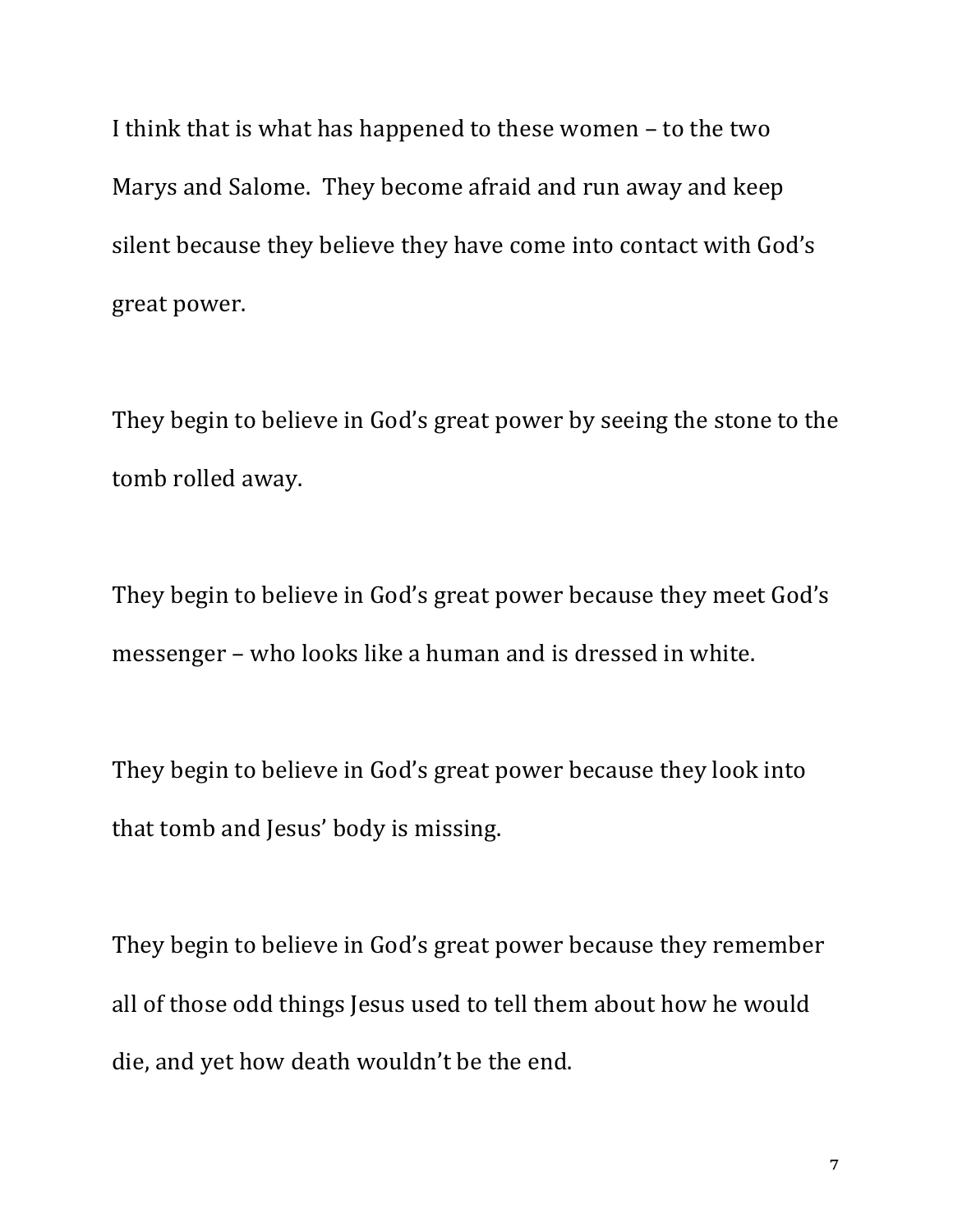I think that is what has happened to these women – to the two Marys and Salome. They become afraid and run away and keep silent because they believe they have come into contact with God's great power.

They begin to believe in God's great power by seeing the stone to the tomb rolled away.

They begin to believe in God's great power because they meet God's messenger – who looks like a human and is dressed in white.

They begin to believe in God's great power because they look into that tomb and Jesus' body is missing.

They begin to believe in God's great power because they remember all of those odd things Jesus used to tell them about how he would die, and yet how death wouldn't be the end.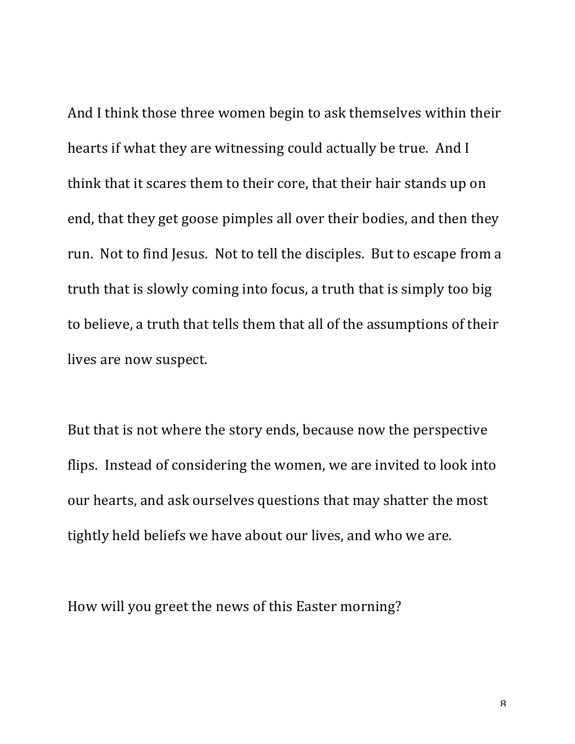And I think those three women begin to ask themselves within their hearts if what they are witnessing could actually be true. And I think that it scares them to their core, that their hair stands up on end, that they get goose pimples all over their bodies, and then they run. Not to find Jesus. Not to tell the disciples. But to escape from a truth that is slowly coming into focus, a truth that is simply too big to believe, a truth that tells them that all of the assumptions of their lives are now suspect.

But that is not where the story ends, because now the perspective flips. Instead of considering the women, we are invited to look into our hearts, and ask ourselves questions that may shatter the most tightly held beliefs we have about our lives, and who we are.

How will you greet the news of this Easter morning?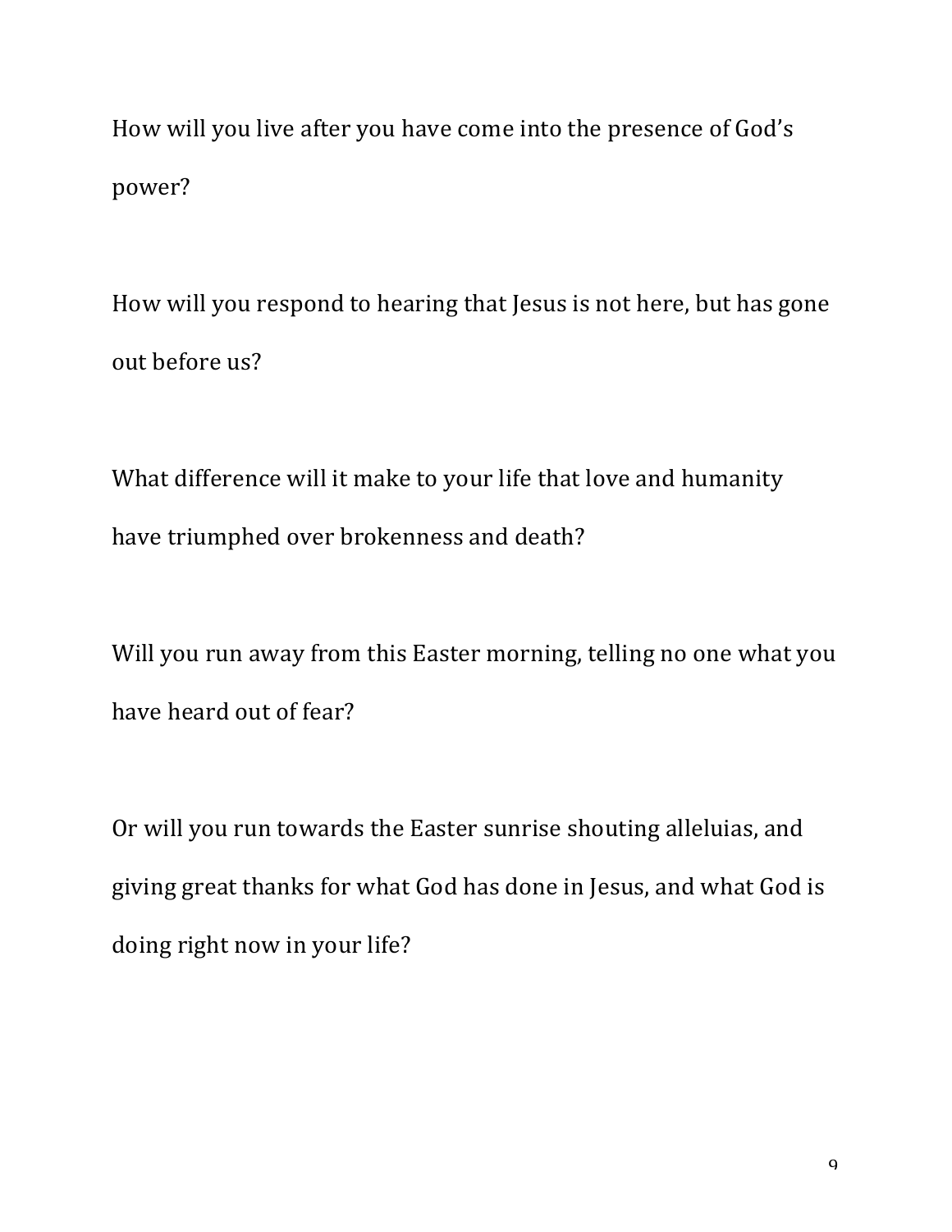How will you live after you have come into the presence of God's power?

How will you respond to hearing that Jesus is not here, but has gone out before us?

What difference will it make to your life that love and humanity have triumphed over brokenness and death?

Will you run away from this Easter morning, telling no one what you have heard out of fear?

Or will you run towards the Easter sunrise shouting alleluias, and giving great thanks for what God has done in Jesus, and what God is doing right now in your life?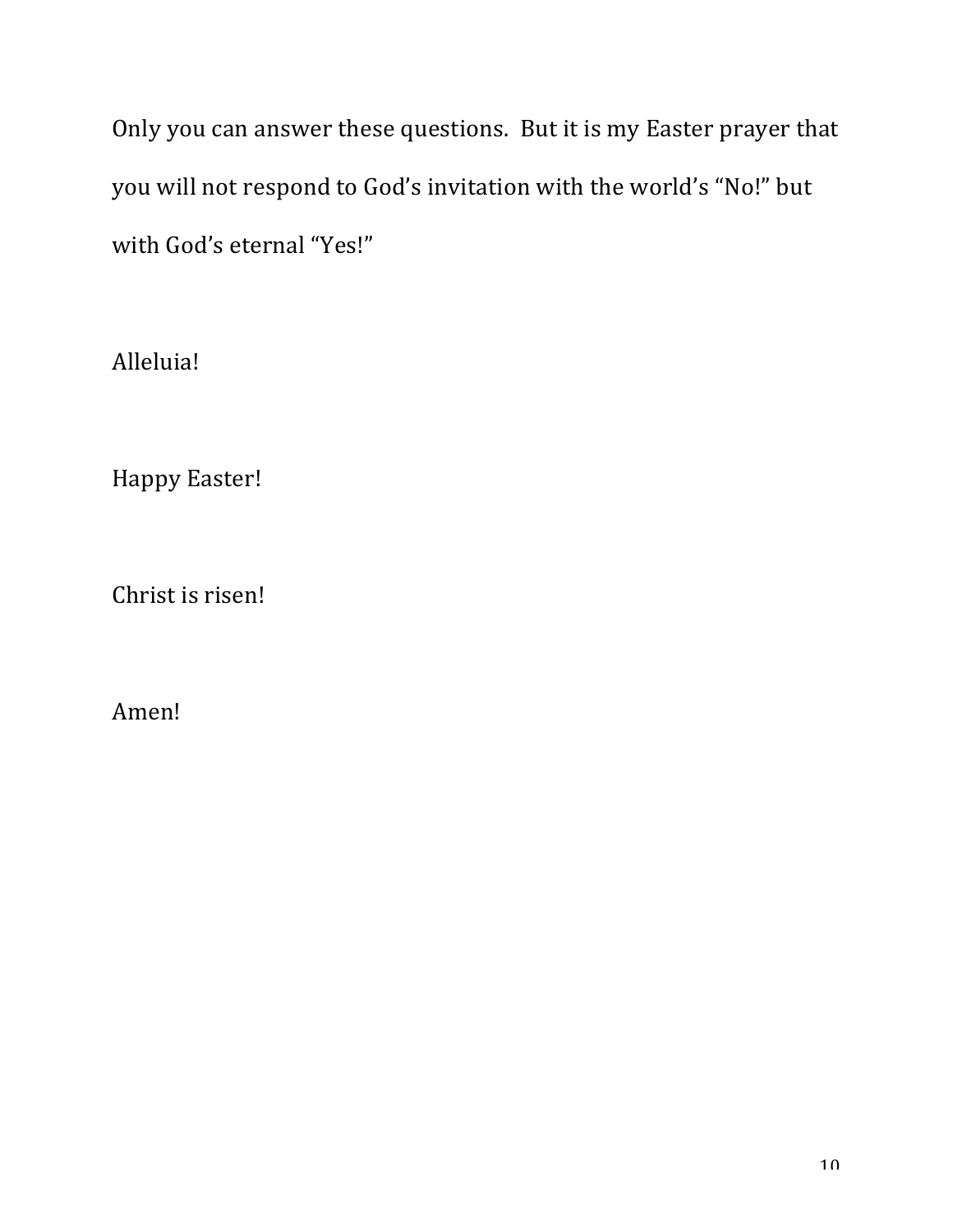Only you can answer these questions. But it is my Easter prayer that you will not respond to God's invitation with the world's "No!" but with God's eternal "Yes!"

Alleluia!

Happy Easter!

Christ is risen!

Amen!